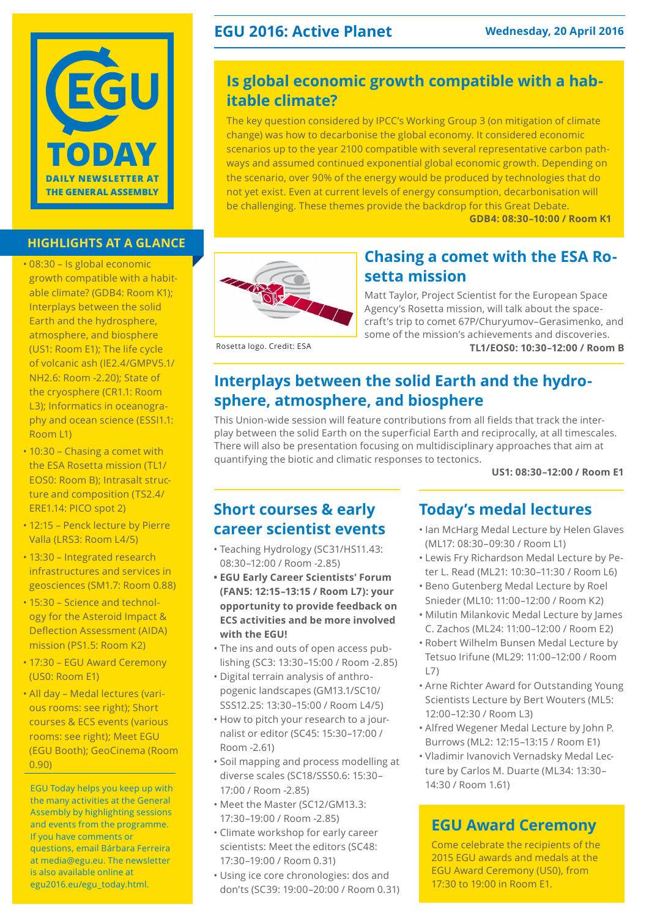# EGU TODAY

DAILY NEWSLETTER AT THE GENERAL ASSEMBLY

## HIGHLIGHTS AT A GLANCE

- 08:30 – Is global economic growth compatible with a habitable climate? (GDB4: Room K1); Interplays between the solid Earth and the hydrosphere, atmosphere, and biosphere (US1: Room E1); The life cycle of volcanic ash (IE2.4/GMPV5.1/NH2.6: Room -2.20); State of the cryosphere (CR1.1: Room L3); Informatics in oceanography and ocean science (ESSI1.1: Room L1)
- 10:30 – Chasing a comet with the ESA Rosetta mission (TL1/EOS0: Room B); Intrasalt structure and composition (TS2.4/ERE1.14: PICO spot 2)
- 12:15 – Penck lecture by Pierre Valla (LRS3: Room L4/5)
- 13:30 – Integrated research infrastructures and services in geosciences (SM1.7: Room 0.88)
- 15:30 – Science and technology for the Asteroid Impact & Deflection Assessment (AIDA) mission (PS1.5: Room K2)
- 17:30 – EGU Award Ceremony (US0: Room E1)
- All day – Medal lectures (various rooms: see right); Short courses & ECS events (various rooms: see right); Meet EGU (EGU Booth); GeoCinema (Room 0.90)

EGU Today helps you keep up with the many activities at the General Assembly by highlighting sessions and events from the programme. If you have comments or questions, email Bárbara Ferreira at media@egu.eu. The newsletter is also available online at egu2016.eu/egu_today.html.

## EGU 2016: Active Planet

Wednesday, 20 April 2016

## Is global economic growth compatible with a habitable climate?

The key question considered by IPCC's Working Group 3 (on mitigation of climate change) was how to decarbonise the global economy. It considered economic scenarios up to the year 2100 compatible with several representative carbon pathways and assumed continued exponential global economic growth. Depending on the scenario, over 90% of the energy would be produced by technologies that do not yet exist. Even at current levels of energy consumption, decarbonisation will be challenging. These themes provide the backdrop for this Great Debate.

**GDB4: 08:30–10:00 / Room K1**

## Chasing a comet with the ESA Rosetta mission

Rosetta logo. Credit: ESA

Matt Taylor, Project Scientist for the European Space Agency's Rosetta mission, will talk about the spacecraft's trip to comet 67P/Churyumov–Gerasimenko, and some of the mission's achievements and discoveries.

**TL1/EOS0: 10:30–12:00 / Room B**

## Interplays between the solid Earth and the hydrosphere, atmosphere, and biosphere

This Union-wide session will feature contributions from all fields that track the interplay between the solid Earth on the superficial Earth and reciprocally, at all timescales. There will also be presentation focusing on multidisciplinary approaches that aim at quantifying the biotic and climatic responses to tectonics.

**US1: 08:30–12:00 / Room E1**

## Short courses & early career scientist events

- Teaching Hydrology (SC31/HS11.43: 08:30–12:00 / Room -2.85)
- **EGU Early Career Scientists' Forum (FAN5: 12:15–13:15 / Room L7): your opportunity to provide feedback on ECS activities and be more involved with the EGU!**
- The ins and outs of open access publishing (SC3: 13:30–15:00 / Room -2.85)
- Digital terrain analysis of anthropogenic landscapes (GM13.1/SC10/SSS12.25: 13:30–15:00 / Room L4/5)
- How to pitch your research to a journalist or editor (SC45: 15:30–17:00 / Room -2.61)
- Soil mapping and process modelling at diverse scales (SC18/SSS0.6: 15:30–17:00 / Room -2.85)
- Meet the Master (SC12/GM13.3: 17:30–19:00 / Room -2.85)
- Climate workshop for early career scientists: Meet the editors (SC48: 17:30–19:00 / Room 0.31)
- Using ice core chronologies: dos and don'ts (SC39: 19:00–20:00 / Room 0.31)

## Today's medal lectures

- Ian McHarg Medal Lecture by Helen Glaves (ML17: 08:30–09:30 / Room L1)
- Lewis Fry Richardson Medal Lecture by Peter L. Read (ML21: 10:30–11:30 / Room L6)
- Beno Gutenberg Medal Lecture by Roel Snieder (ML10: 11:00–12:00 / Room K2)
- Milutin Milankovic Medal Lecture by James C. Zachos (ML24: 11:00–12:00 / Room E2)
- Robert Wilhelm Bunsen Medal Lecture by Tetsuo Irifune (ML29: 11:00–12:00 / Room L7)
- Arne Richter Award for Outstanding Young Scientists Lecture by Bert Wouters (ML5: 12:00–12:30 / Room L3)
- Alfred Wegener Medal Lecture by John P. Burrows (ML2: 12:15–13:15 / Room E1)
- Vladimir Ivanovich Vernadsky Medal Lecture by Carlos M. Duarte (ML34: 13:30–14:30 / Room 1.61)

## EGU Award Ceremony

Come celebrate the recipients of the 2015 EGU awards and medals at the EGU Award Ceremony (US0), from 17:30 to 19:00 in Room E1.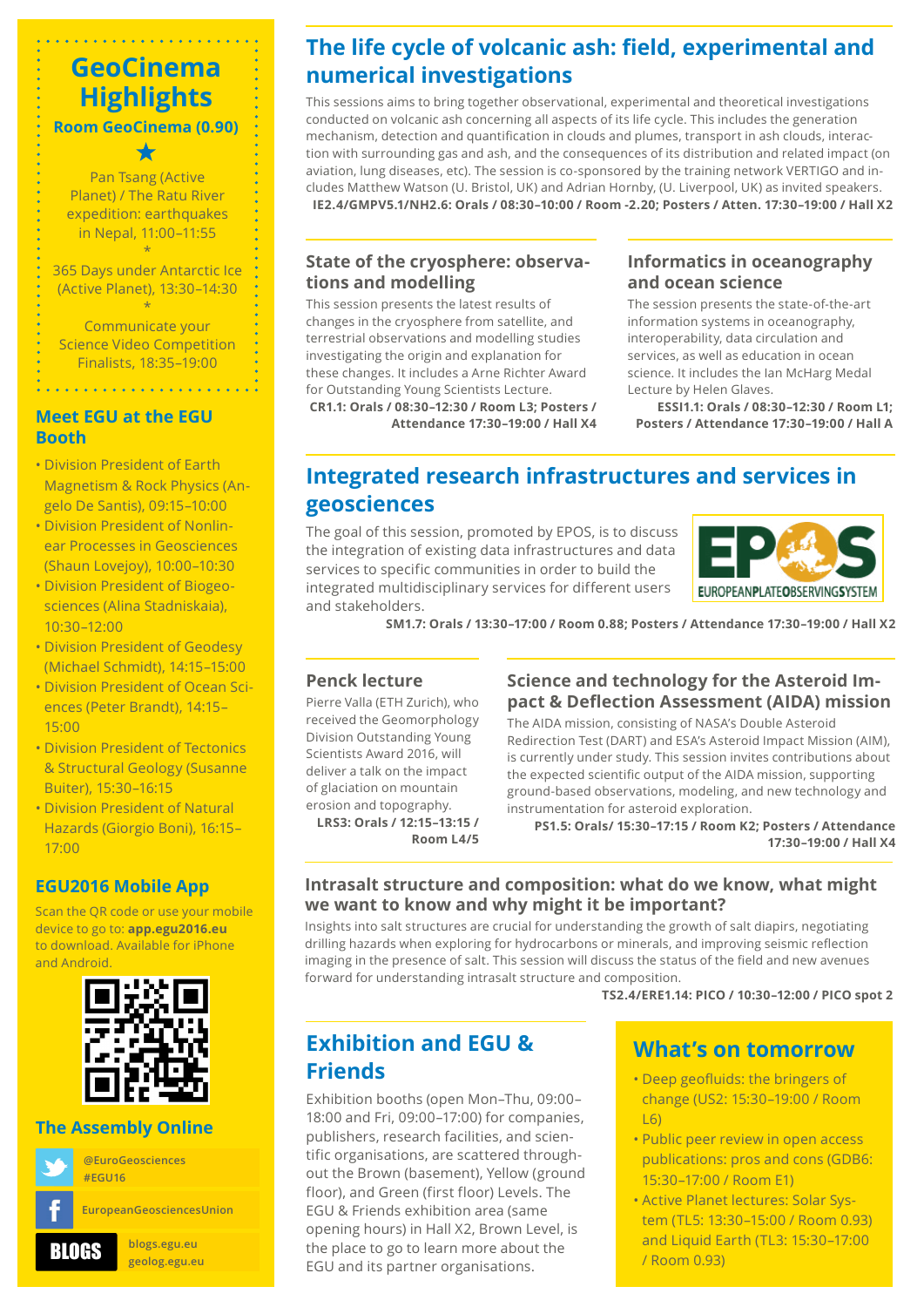## GeoCinema Highlights

**Room GeoCinema (0.90)**

★

Pan Tsang (Active Planet) / The Ratu River expedition: earthquakes in Nepal, 11:00–11:55

*

365 Days under Antarctic Ice (Active Planet), 13:30–14:30

*

Communicate your Science Video Competition Finalists, 18:35–19:00

## Meet EGU at the EGU Booth

- Division President of Earth Magnetism & Rock Physics (Angelo De Santis), 09:15–10:00
- Division President of Nonlinear Processes in Geosciences (Shaun Lovejoy), 10:00–10:30
- Division President of Biogeosciences (Alina Stadniskaia), 10:30–12:00
- Division President of Geodesy (Michael Schmidt), 14:15–15:00
- Division President of Ocean Sciences (Peter Brandt), 14:15–15:00
- Division President of Tectonics & Structural Geology (Susanne Buiter), 15:30–16:15
- Division President of Natural Hazards (Giorgio Boni), 16:15–17:00

## EGU2016 Mobile App

Scan the QR code or use your mobile device to go to: **app.egu2016.eu** to download. Available for iPhone and Android.

## The Assembly Online

@EuroGeosciences #EGU16

EuropeanGeosciencesUnion

BLOGS blogs.egu.eu geolog.egu.eu

## The life cycle of volcanic ash: field, experimental and numerical investigations

This sessions aims to bring together observational, experimental and theoretical investigations conducted on volcanic ash concerning all aspects of its life cycle. This includes the generation mechanism, detection and quantification in clouds and plumes, transport in ash clouds, interaction with surrounding gas and ash, and the consequences of its distribution and related impact (on aviation, lung diseases, etc). The session is co-sponsored by the training network VERTIGO and includes Matthew Watson (U. Bristol, UK) and Adrian Hornby, (U. Liverpool, UK) as invited speakers.

**IE2.4/GMPV5.1/NH2.6: Orals / 08:30–10:00 / Room -2.20; Posters / Atten. 17:30–19:00 / Hall X2**

## State of the cryosphere: observations and modelling

This session presents the latest results of changes in the cryosphere from satellite, and terrestrial observations and modelling studies investigating the origin and explanation for these changes. It includes a Arne Richter Award for Outstanding Young Scientists Lecture.

**CR1.1: Orals / 08:30–12:30 / Room L3; Posters / Attendance 17:30–19:00 / Hall X4**

## Informatics in oceanography and ocean science

The session presents the state-of-the-art information systems in oceanography, interoperability, data circulation and services, as well as education in ocean science. It includes the Ian McHarg Medal Lecture by Helen Glaves.

**ESSI1.1: Orals / 08:30–12:30 / Room L1; Posters / Attendance 17:30–19:00 / Hall A**

## Integrated research infrastructures and services in geosciences

The goal of this session, promoted by EPOS, is to discuss the integration of existing data infrastructures and data services to specific communities in order to build the integrated multidisciplinary services for different users and stakeholders.

EPOS EUROPEANPLATEOBSERVINGSYSTEM

**SM1.7: Orals / 13:30–17:00 / Room 0.88; Posters / Attendance 17:30–19:00 / Hall X2**

## Penck lecture

Pierre Valla (ETH Zurich), who received the Geomorphology Division Outstanding Young Scientists Award 2016, will deliver a talk on the impact of glaciation on mountain erosion and topography.

**LRS3: Orals / 12:15–13:15 / Room L4/5**

## Science and technology for the Asteroid Impact & Deflection Assessment (AIDA) mission

The AIDA mission, consisting of NASA's Double Asteroid Redirection Test (DART) and ESA's Asteroid Impact Mission (AIM), is currently under study. This session invites contributions about the expected scientific output of the AIDA mission, supporting ground-based observations, modeling, and new technology and instrumentation for asteroid exploration.

**PS1.5: Orals/ 15:30–17:15 / Room K2; Posters / Attendance 17:30–19:00 / Hall X4**

## Intrasalt structure and composition: what do we know, what might we want to know and why might it be important?

Insights into salt structures are crucial for understanding the growth of salt diapirs, negotiating drilling hazards when exploring for hydrocarbons or minerals, and improving seismic reflection imaging in the presence of salt. This session will discuss the status of the field and new avenues forward for understanding intrasalt structure and composition.

**TS2.4/ERE1.14: PICO / 10:30–12:00 / PICO spot 2**

## Exhibition and EGU & Friends

Exhibition booths (open Mon–Thu, 09:00–18:00 and Fri, 09:00–17:00) for companies, publishers, research facilities, and scientific organisations, are scattered throughout the Brown (basement), Yellow (ground floor), and Green (first floor) Levels. The EGU & Friends exhibition area (same opening hours) in Hall X2, Brown Level, is the place to go to learn more about the EGU and its partner organisations.

## What's on tomorrow

- Deep geofluids: the bringers of change (US2: 15:30–19:00 / Room L6)
- Public peer review in open access publications: pros and cons (GDB6: 15:30–17:00 / Room E1)
- Active Planet lectures: Solar System (TL5: 13:30–15:00 / Room 0.93) and Liquid Earth (TL3: 15:30–17:00 / Room 0.93)